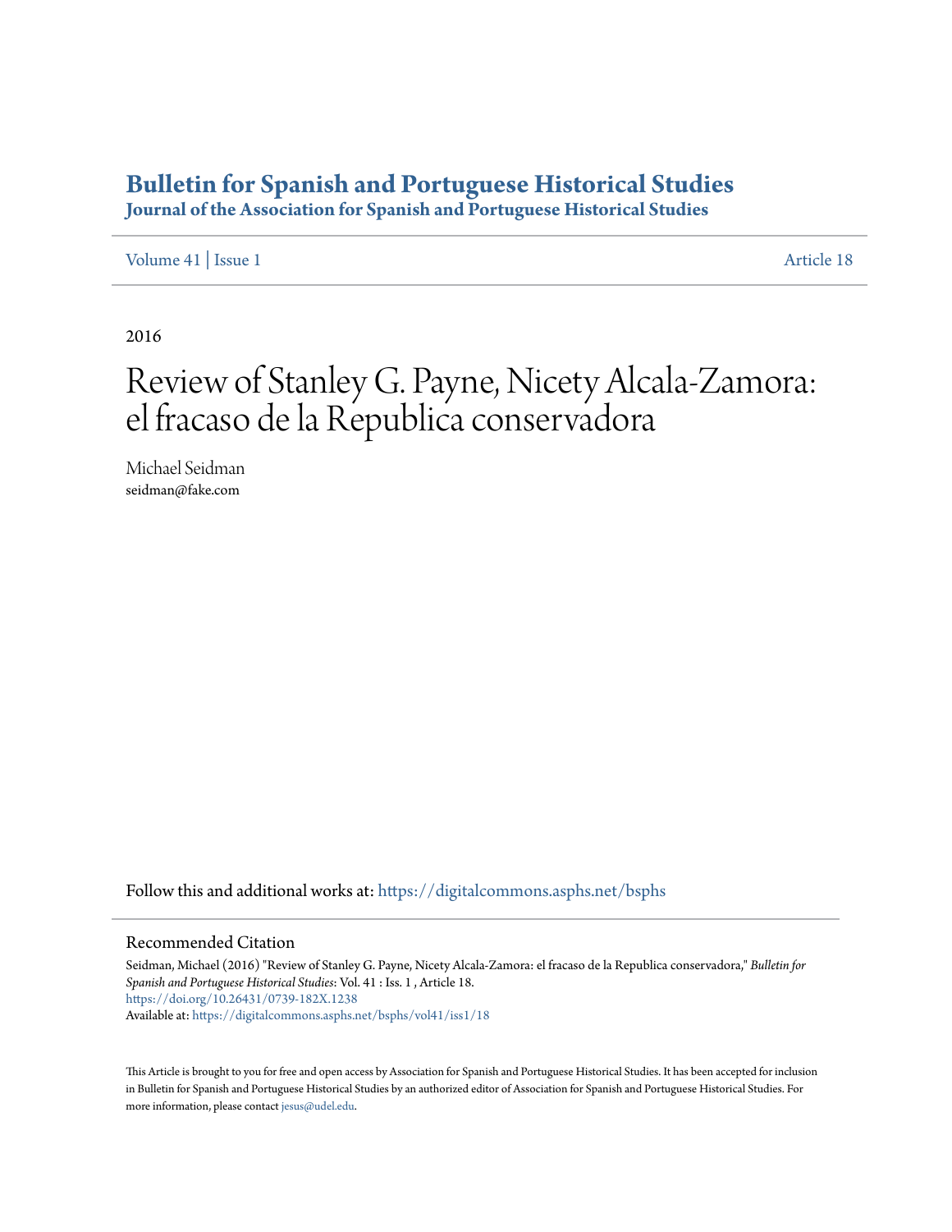# Bulletin for Spanish and Portuguese Historical Studies

## Journal of the Association for Spanish and Portuguese Historical Studies

Volume 41 | Issue 1 Article 18

2016

# Review of Stanley G. Payne, Nicety Alcala-Zamora: el fracaso de la Republica conservadora

Michael Seidman
seidman@fake.com

Follow this and additional works at: https://digitalcommons.asphs.net/bsphs

## Recommended Citation

Seidman, Michael (2016) "Review of Stanley G. Payne, Nicety Alcala-Zamora: el fracaso de la Republica conservadora," *Bulletin for Spanish and Portuguese Historical Studies*: Vol. 41 : Iss. 1 , Article 18.
https://doi.org/10.26431/0739-182X.1238
Available at: https://digitalcommons.asphs.net/bsphs/vol41/iss1/18

This Article is brought to you for free and open access by Association for Spanish and Portuguese Historical Studies. It has been accepted for inclusion in Bulletin for Spanish and Portuguese Historical Studies by an authorized editor of Association for Spanish and Portuguese Historical Studies. For more information, please contact jesus@udel.edu.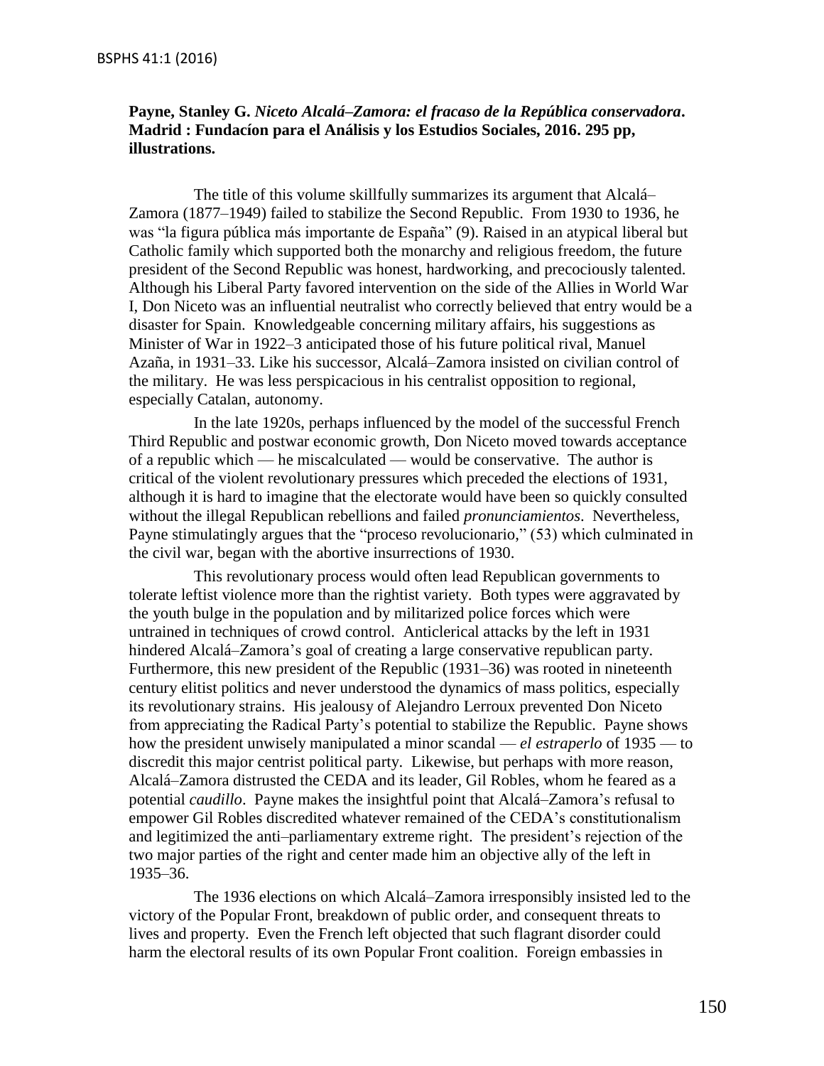**Payne, Stanley G.** ***Niceto Alcalá–Zamora: el fracaso de la República conservadora*****. Madrid : Fundacíon para el Análisis y los Estudios Sociales, 2016. 295 pp, illustrations.**

The title of this volume skillfully summarizes its argument that Alcalá–Zamora (1877–1949) failed to stabilize the Second Republic. From 1930 to 1936, he was "la figura pública más importante de España" (9). Raised in an atypical liberal but Catholic family which supported both the monarchy and religious freedom, the future president of the Second Republic was honest, hardworking, and precociously talented. Although his Liberal Party favored intervention on the side of the Allies in World War I, Don Niceto was an influential neutralist who correctly believed that entry would be a disaster for Spain. Knowledgeable concerning military affairs, his suggestions as Minister of War in 1922–3 anticipated those of his future political rival, Manuel Azaña, in 1931–33. Like his successor, Alcalá–Zamora insisted on civilian control of the military. He was less perspicacious in his centralist opposition to regional, especially Catalan, autonomy.

In the late 1920s, perhaps influenced by the model of the successful French Third Republic and postwar economic growth, Don Niceto moved towards acceptance of a republic which — he miscalculated — would be conservative. The author is critical of the violent revolutionary pressures which preceded the elections of 1931, although it is hard to imagine that the electorate would have been so quickly consulted without the illegal Republican rebellions and failed *pronunciamientos*. Nevertheless, Payne stimulatingly argues that the "proceso revolucionario," (53) which culminated in the civil war, began with the abortive insurrections of 1930.

This revolutionary process would often lead Republican governments to tolerate leftist violence more than the rightist variety. Both types were aggravated by the youth bulge in the population and by militarized police forces which were untrained in techniques of crowd control. Anticlerical attacks by the left in 1931 hindered Alcalá–Zamora's goal of creating a large conservative republican party. Furthermore, this new president of the Republic (1931–36) was rooted in nineteenth century elitist politics and never understood the dynamics of mass politics, especially its revolutionary strains. His jealousy of Alejandro Lerroux prevented Don Niceto from appreciating the Radical Party's potential to stabilize the Republic. Payne shows how the president unwisely manipulated a minor scandal — *el estraperlo* of 1935 — to discredit this major centrist political party. Likewise, but perhaps with more reason, Alcalá–Zamora distrusted the CEDA and its leader, Gil Robles, whom he feared as a potential *caudillo*. Payne makes the insightful point that Alcalá–Zamora's refusal to empower Gil Robles discredited whatever remained of the CEDA's constitutionalism and legitimized the anti–parliamentary extreme right. The president's rejection of the two major parties of the right and center made him an objective ally of the left in 1935–36.

The 1936 elections on which Alcalá–Zamora irresponsibly insisted led to the victory of the Popular Front, breakdown of public order, and consequent threats to lives and property. Even the French left objected that such flagrant disorder could harm the electoral results of its own Popular Front coalition. Foreign embassies in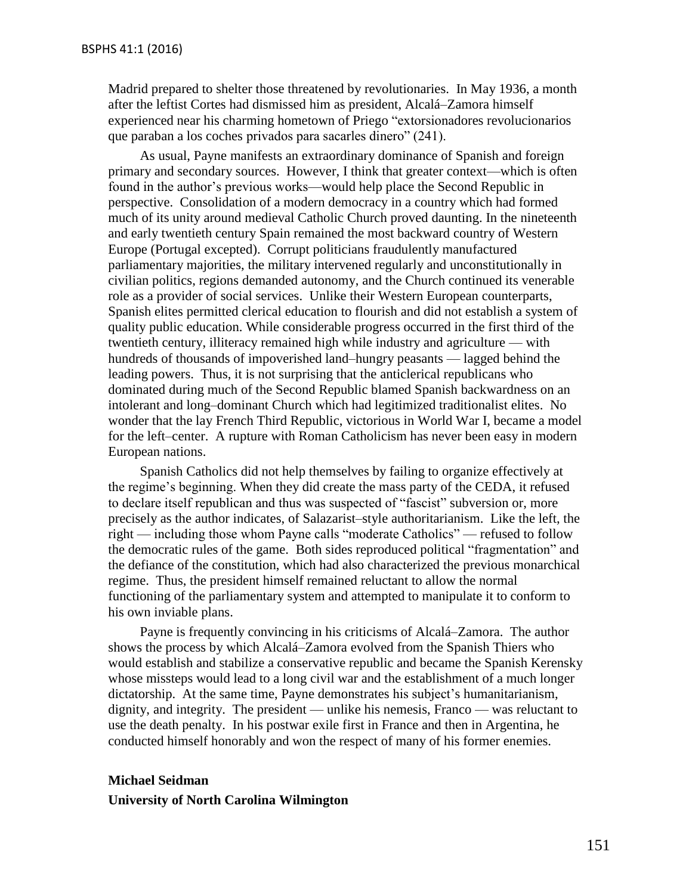Madrid prepared to shelter those threatened by revolutionaries. In May 1936, a month after the leftist Cortes had dismissed him as president, Alcalá–Zamora himself experienced near his charming hometown of Priego "extorsionadores revolucionarios que paraban a los coches privados para sacarles dinero" (241).

As usual, Payne manifests an extraordinary dominance of Spanish and foreign primary and secondary sources. However, I think that greater context—which is often found in the author's previous works—would help place the Second Republic in perspective. Consolidation of a modern democracy in a country which had formed much of its unity around medieval Catholic Church proved daunting. In the nineteenth and early twentieth century Spain remained the most backward country of Western Europe (Portugal excepted). Corrupt politicians fraudulently manufactured parliamentary majorities, the military intervened regularly and unconstitutionally in civilian politics, regions demanded autonomy, and the Church continued its venerable role as a provider of social services. Unlike their Western European counterparts, Spanish elites permitted clerical education to flourish and did not establish a system of quality public education. While considerable progress occurred in the first third of the twentieth century, illiteracy remained high while industry and agriculture — with hundreds of thousands of impoverished land–hungry peasants — lagged behind the leading powers. Thus, it is not surprising that the anticlerical republicans who dominated during much of the Second Republic blamed Spanish backwardness on an intolerant and long–dominant Church which had legitimized traditionalist elites. No wonder that the lay French Third Republic, victorious in World War I, became a model for the left–center. A rupture with Roman Catholicism has never been easy in modern European nations.

Spanish Catholics did not help themselves by failing to organize effectively at the regime's beginning. When they did create the mass party of the CEDA, it refused to declare itself republican and thus was suspected of "fascist" subversion or, more precisely as the author indicates, of Salazarist–style authoritarianism. Like the left, the right — including those whom Payne calls "moderate Catholics" — refused to follow the democratic rules of the game. Both sides reproduced political "fragmentation" and the defiance of the constitution, which had also characterized the previous monarchical regime. Thus, the president himself remained reluctant to allow the normal functioning of the parliamentary system and attempted to manipulate it to conform to his own inviable plans.

Payne is frequently convincing in his criticisms of Alcalá–Zamora. The author shows the process by which Alcalá–Zamora evolved from the Spanish Thiers who would establish and stabilize a conservative republic and became the Spanish Kerensky whose missteps would lead to a long civil war and the establishment of a much longer dictatorship. At the same time, Payne demonstrates his subject's humanitarianism, dignity, and integrity. The president — unlike his nemesis, Franco — was reluctant to use the death penalty. In his postwar exile first in France and then in Argentina, he conducted himself honorably and won the respect of many of his former enemies.

**Michael Seidman**

**University of North Carolina Wilmington**